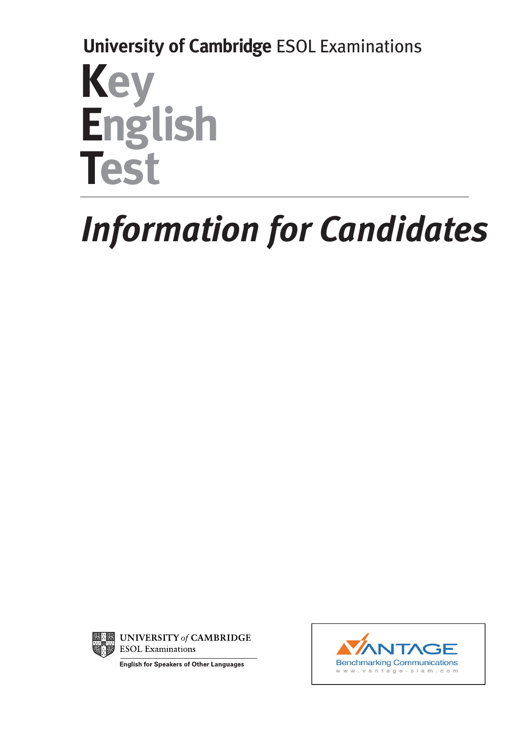**University of Cambridge** ESOL Examinations

# Key English Test

## *Information for Candidates*

UNIVERSITY *of* CAMBRIDGE
ESOL Examinations

**English for Speakers of Other Languages**

VANTAGE
Benchmarking Communications
www.vantage-siam.com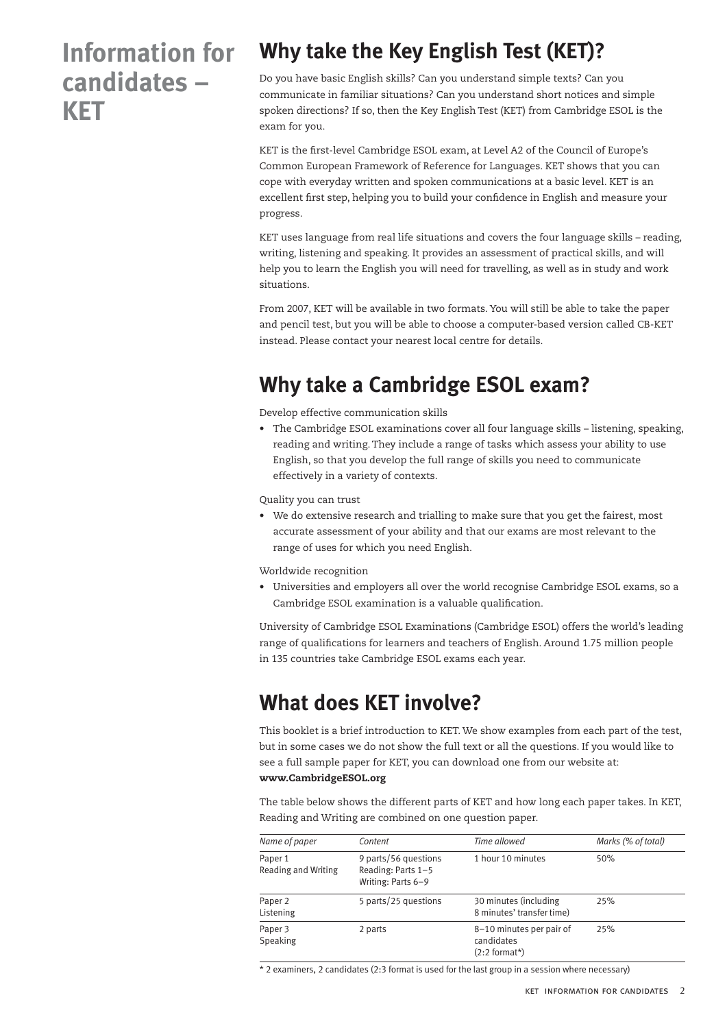# Information for candidates – KET

## Why take the Key English Test (KET)?

Do you have basic English skills? Can you understand simple texts? Can you communicate in familiar situations? Can you understand short notices and simple spoken directions? If so, then the Key English Test (KET) from Cambridge ESOL is the exam for you.

KET is the first-level Cambridge ESOL exam, at Level A2 of the Council of Europe's Common European Framework of Reference for Languages. KET shows that you can cope with everyday written and spoken communications at a basic level. KET is an excellent first step, helping you to build your confidence in English and measure your progress.

KET uses language from real life situations and covers the four language skills – reading, writing, listening and speaking. It provides an assessment of practical skills, and will help you to learn the English you will need for travelling, as well as in study and work situations.

From 2007, KET will be available in two formats. You will still be able to take the paper and pencil test, but you will be able to choose a computer-based version called CB-KET instead. Please contact your nearest local centre for details.

## Why take a Cambridge ESOL exam?

Develop effective communication skills

- The Cambridge ESOL examinations cover all four language skills – listening, speaking, reading and writing. They include a range of tasks which assess your ability to use English, so that you develop the full range of skills you need to communicate effectively in a variety of contexts.

Quality you can trust

- We do extensive research and trialling to make sure that you get the fairest, most accurate assessment of your ability and that our exams are most relevant to the range of uses for which you need English.

Worldwide recognition

- Universities and employers all over the world recognise Cambridge ESOL exams, so a Cambridge ESOL examination is a valuable qualification.

University of Cambridge ESOL Examinations (Cambridge ESOL) offers the world's leading range of qualifications for learners and teachers of English. Around 1.75 million people in 135 countries take Cambridge ESOL exams each year.

## What does KET involve?

This booklet is a brief introduction to KET. We show examples from each part of the test, but in some cases we do not show the full text or all the questions. If you would like to see a full sample paper for KET, you can download one from our website at: **www.CambridgeESOL.org**

The table below shows the different parts of KET and how long each paper takes. In KET, Reading and Writing are combined on one question paper.

| *Name of paper* | *Content* | *Time allowed* | *Marks (% of total)* |
|---|---|---|---|
| Paper 1 Reading and Writing | 9 parts/56 questions Reading: Parts 1–5 Writing: Parts 6–9 | 1 hour 10 minutes | 50% |
| Paper 2 Listening | 5 parts/25 questions | 30 minutes (including 8 minutes' transfer time) | 25% |
| Paper 3 Speaking | 2 parts | 8–10 minutes per pair of candidates (2:2 format*) | 25% |

* 2 examiners, 2 candidates (2:3 format is used for the last group in a session where necessary)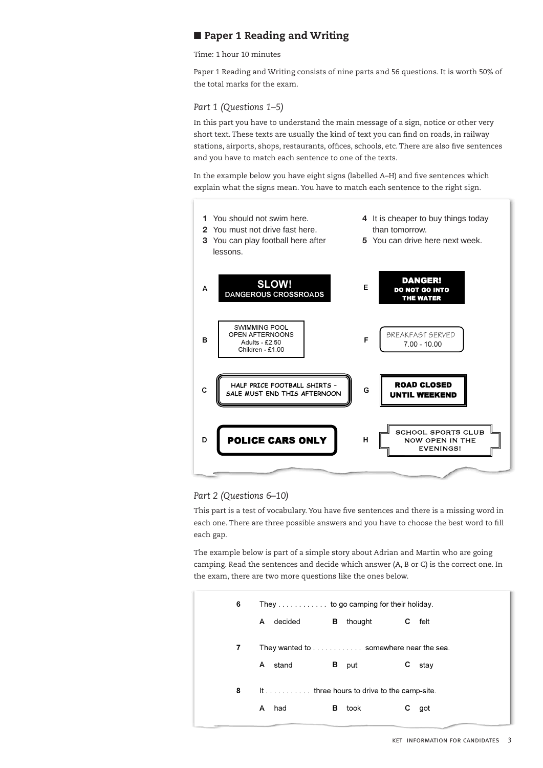## ■ Paper 1 Reading and Writing

Time: 1 hour 10 minutes

Paper 1 Reading and Writing consists of nine parts and 56 questions. It is worth 50% of the total marks for the exam.

### *Part 1 (Questions 1–5)*

In this part you have to understand the main message of a sign, notice or other very short text. These texts are usually the kind of text you can find on roads, in railway stations, airports, shops, restaurants, offices, schools, etc. There are also five sentences and you have to match each sentence to one of the texts.

In the example below you have eight signs (labelled A–H) and five sentences which explain what the signs mean. You have to match each sentence to the right sign.

**1** You should not swim here.
**2** You must not drive fast here.
**3** You can play football here after lessons.
**4** It is cheaper to buy things today than tomorrow.
**5** You can drive here next week.

A — **SLOW!** DANGEROUS CROSSROADS

B — SWIMMING POOL OPEN AFTERNOONS Adults - £2.50 Children - £1.00

C — HALF PRICE FOOTBALL SHIRTS – SALE MUST END THIS AFTERNOON

D — **POLICE CARS ONLY**

E — **DANGER! DO NOT GO INTO THE WATER**

F — BREAKFAST SERVED 7.00 - 10.00

G — **ROAD CLOSED UNTIL WEEKEND**

H — SCHOOL SPORTS CLUB NOW OPEN IN THE EVENINGS!

### *Part 2 (Questions 6–10)*

This part is a test of vocabulary. You have five sentences and there is a missing word in each one. There are three possible answers and you have to choose the best word to fill each gap.

The example below is part of a simple story about Adrian and Martin who are going camping. Read the sentences and decide which answer (A, B or C) is the correct one. In the exam, there are two more questions like the ones below.

**6** They ............ to go camping for their holiday.

A decided  B thought  C felt

**7** They wanted to ............ somewhere near the sea.

A stand  B put  C stay

**8** It ........... three hours to drive to the camp-site.

A had  B took  C got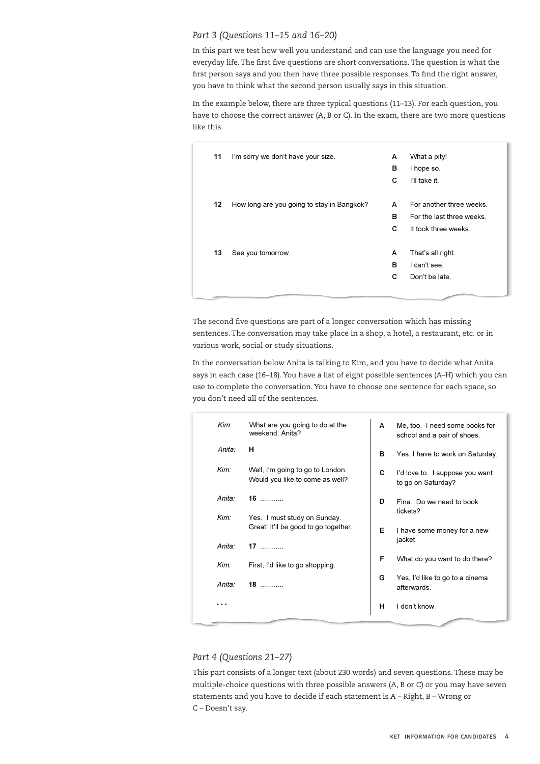### *Part 3 (Questions 11–15 and 16–20)*

In this part we test how well you understand and can use the language you need for everyday life. The first five questions are short conversations. The question is what the first person says and you then have three possible responses. To find the right answer, you have to think what the second person usually says in this situation.

In the example below, there are three typical questions (11–13). For each question, you have to choose the correct answer (A, B or C). In the exam, there are two more questions like this.

**11** I'm sorry we don't have your size.

- **A** What a pity!
- **B** I hope so.
- **C** I'll take it.

**12** How long are you going to stay in Bangkok?

- **A** For another three weeks.
- **B** For the last three weeks.
- **C** It took three weeks.

**13** See you tomorrow.

- **A** That's all right.
- **B** I can't see.
- **C** Don't be late.

The second five questions are part of a longer conversation which has missing sentences. The conversation may take place in a shop, a hotel, a restaurant, etc. or in various work, social or study situations.

In the conversation below Anita is talking to Kim, and you have to decide what Anita says in each case (16–18). You have a list of eight possible sentences (A–H) which you can use to complete the conversation. You have to choose one sentence for each space, so you don't need all of the sentences.

*Kim:* What are you going to do at the weekend, Anita?

*Anita:* **H**

*Kim:* Well, I'm going to go to London. Would you like to come as well?

*Anita:* **16** ............

*Kim:* Yes. I must study on Sunday. Great! It'll be good to go together.

*Anita:* **17** ............

*Kim:* First, I'd like to go shopping.

*Anita:* **18** ............

...

- **A** Me, too. I need some books for school and a pair of shoes.
- **B** Yes, I have to work on Saturday.
- **C** I'd love to. I suppose you want to go on Saturday?
- **D** Fine. Do we need to book tickets?
- **E** I have some money for a new jacket.
- **F** What do you want to do there?
- **G** Yes, I'd like to go to a cinema afterwards.
- **H** I don't know.

### *Part 4 (Questions 21–27)*

This part consists of a longer text (about 230 words) and seven questions. These may be multiple-choice questions with three possible answers (A, B or C) or you may have seven statements and you have to decide if each statement is A – Right, B – Wrong or C – Doesn't say.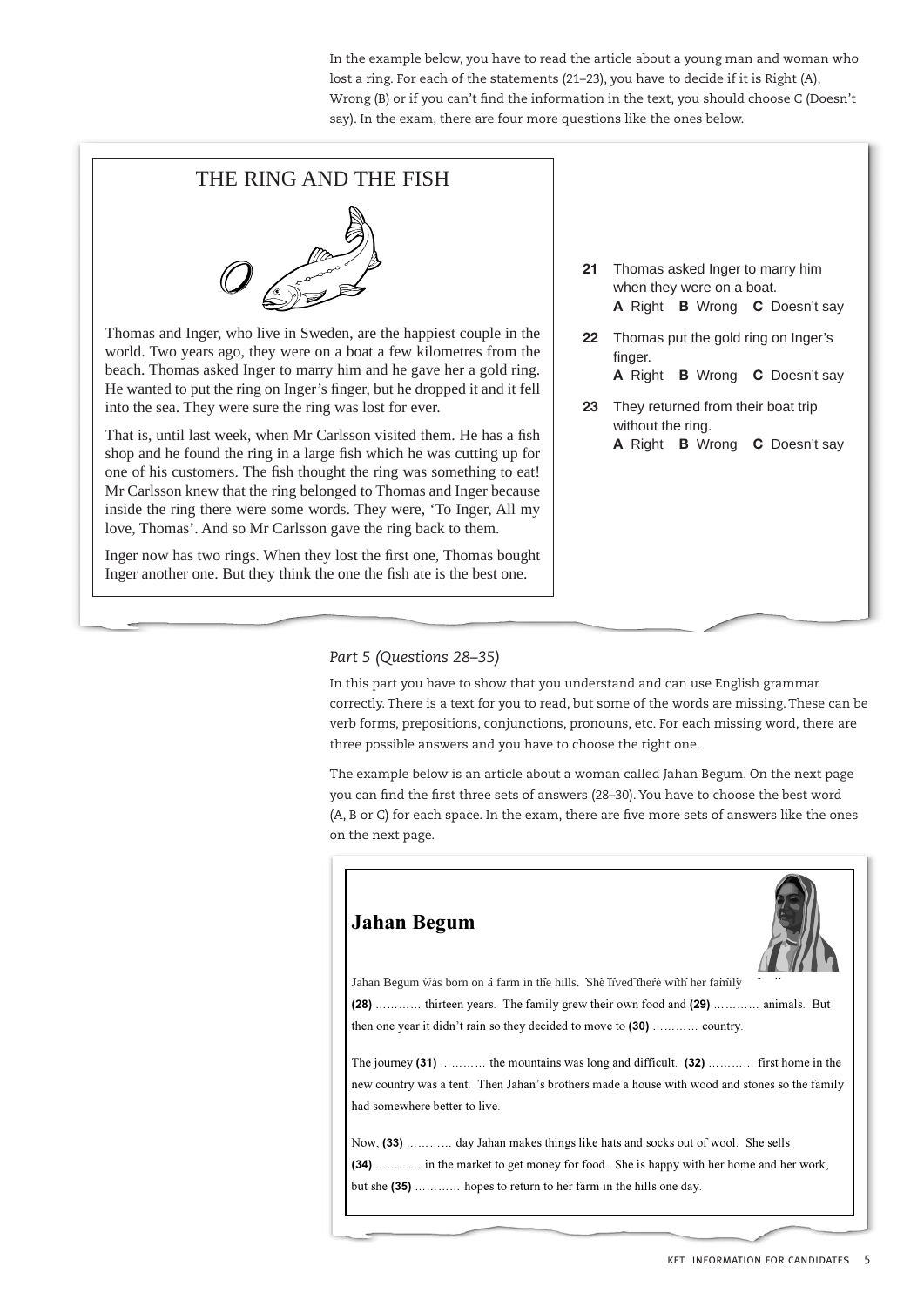In the example below, you have to read the article about a young man and woman who lost a ring. For each of the statements (21–23), you have to decide if it is Right (A), Wrong (B) or if you can't find the information in the text, you should choose C (Doesn't say). In the exam, there are four more questions like the ones below.

## THE RING AND THE FISH

Thomas and Inger, who live in Sweden, are the happiest couple in the world. Two years ago, they were on a boat a few kilometres from the beach. Thomas asked Inger to marry him and he gave her a gold ring. He wanted to put the ring on Inger's finger, but he dropped it and it fell into the sea. They were sure the ring was lost for ever.

That is, until last week, when Mr Carlsson visited them. He has a fish shop and he found the ring in a large fish which he was cutting up for one of his customers. The fish thought the ring was something to eat! Mr Carlsson knew that the ring belonged to Thomas and Inger because inside the ring there were some words. They were, 'To Inger, All my love, Thomas'. And so Mr Carlsson gave the ring back to them.

Inger now has two rings. When they lost the first one, Thomas bought Inger another one. But they think the one the fish ate is the best one.

**21** Thomas asked Inger to marry him when they were on a boat.
**A** Right **B** Wrong **C** Doesn't say

**22** Thomas put the gold ring on Inger's finger.
**A** Right **B** Wrong **C** Doesn't say

**23** They returned from their boat trip without the ring.
**A** Right **B** Wrong **C** Doesn't say

*Part 5 (Questions 28–35)*

In this part you have to show that you understand and can use English grammar correctly. There is a text for you to read, but some of the words are missing. These can be verb forms, prepositions, conjunctions, pronouns, etc. For each missing word, there are three possible answers and you have to choose the right one.

The example below is an article about a woman called Jahan Begum. On the next page you can find the first three sets of answers (28–30). You have to choose the best word (A, B or C) for each space. In the exam, there are five more sets of answers like the ones on the next page.

## Jahan Begum

Jahan Begum was born on a farm in the hills. She lived there with her family **(28)** ………… thirteen years. The family grew their own food and **(29)** ………… animals. But then one year it didn't rain so they decided to move to **(30)** ………… country.

The journey **(31)** ………… the mountains was long and difficult. **(32)** ………… first home in the new country was a tent. Then Jahan's brothers made a house with wood and stones so the family had somewhere better to live.

Now, **(33)** ………… day Jahan makes things like hats and socks out of wool. She sells **(34)** ………… in the market to get money for food. She is happy with her home and her work, but she **(35)** ………… hopes to return to her farm in the hills one day.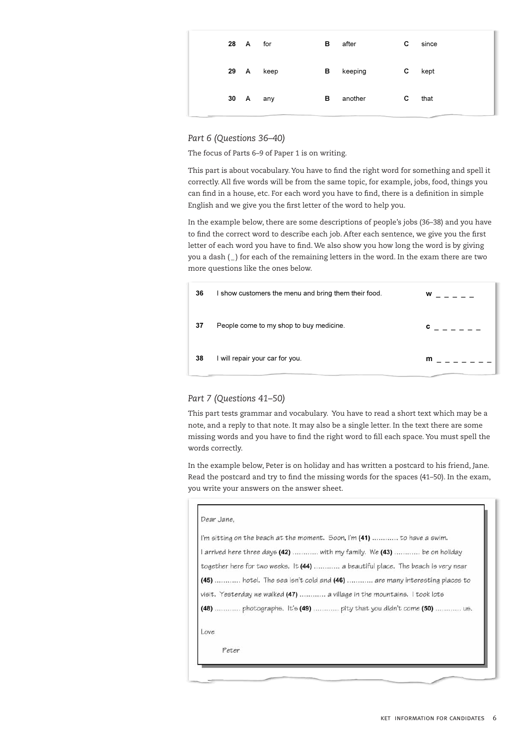| | | | | | | |
|---|---|---|---|---|---|---|
| **28** | **A** | for | **B** | after | **C** | since |
| **29** | **A** | keep | **B** | keeping | **C** | kept |
| **30** | **A** | any | **B** | another | **C** | that |

## *Part 6 (Questions 36–40)*

The focus of Parts 6–9 of Paper 1 is on writing.

This part is about vocabulary. You have to find the right word for something and spell it correctly. All five words will be from the same topic, for example, jobs, food, things you can find in a house, etc. For each word you have to find, there is a definition in simple English and we give you the first letter of the word to help you.

In the example below, there are some descriptions of people's jobs (36–38) and you have to find the correct word to describe each job. After each sentence, we give you the first letter of each word you have to find. We also show you how long the word is by giving you a dash (_) for each of the remaining letters in the word. In the exam there are two more questions like the ones below.

| | | |
|---|---|---|
| **36** | I show customers the menu and bring them their food. | **w** _ _ _ _ _ |
| **37** | People come to my shop to buy medicine. | **c** _ _ _ _ _ _ |
| **38** | I will repair your car for you. | **m** _ _ _ _ _ _ _ |

## *Part 7 (Questions 41–50)*

This part tests grammar and vocabulary. You have to read a short text which may be a note, and a reply to that note. It may also be a single letter. In the text there are some missing words and you have to find the right word to fill each space. You must spell the words correctly.

In the example below, Peter is on holiday and has written a postcard to his friend, Jane. Read the postcard and try to find the missing words for the spaces (41–50). In the exam, you write your answers on the answer sheet.

Dear Jane,

I'm sitting on the beach at the moment. Soon, I'm **(41)** ………… to have a swim. I arrived here three days **(42)** ………… with my family. We **(43)** ………… be on holiday together here for two weeks. It **(44)** ………… a beautiful place. The beach is very near **(45)** ………… hotel. The sea isn't cold and **(46)** ………… are many interesting places to visit. Yesterday we walked **(47)** ………… a village in the mountains. I took lots **(48)** ………… photographs. It's **(49)** ………… pity that you didn't come **(50)** ………… us.

Love

Peter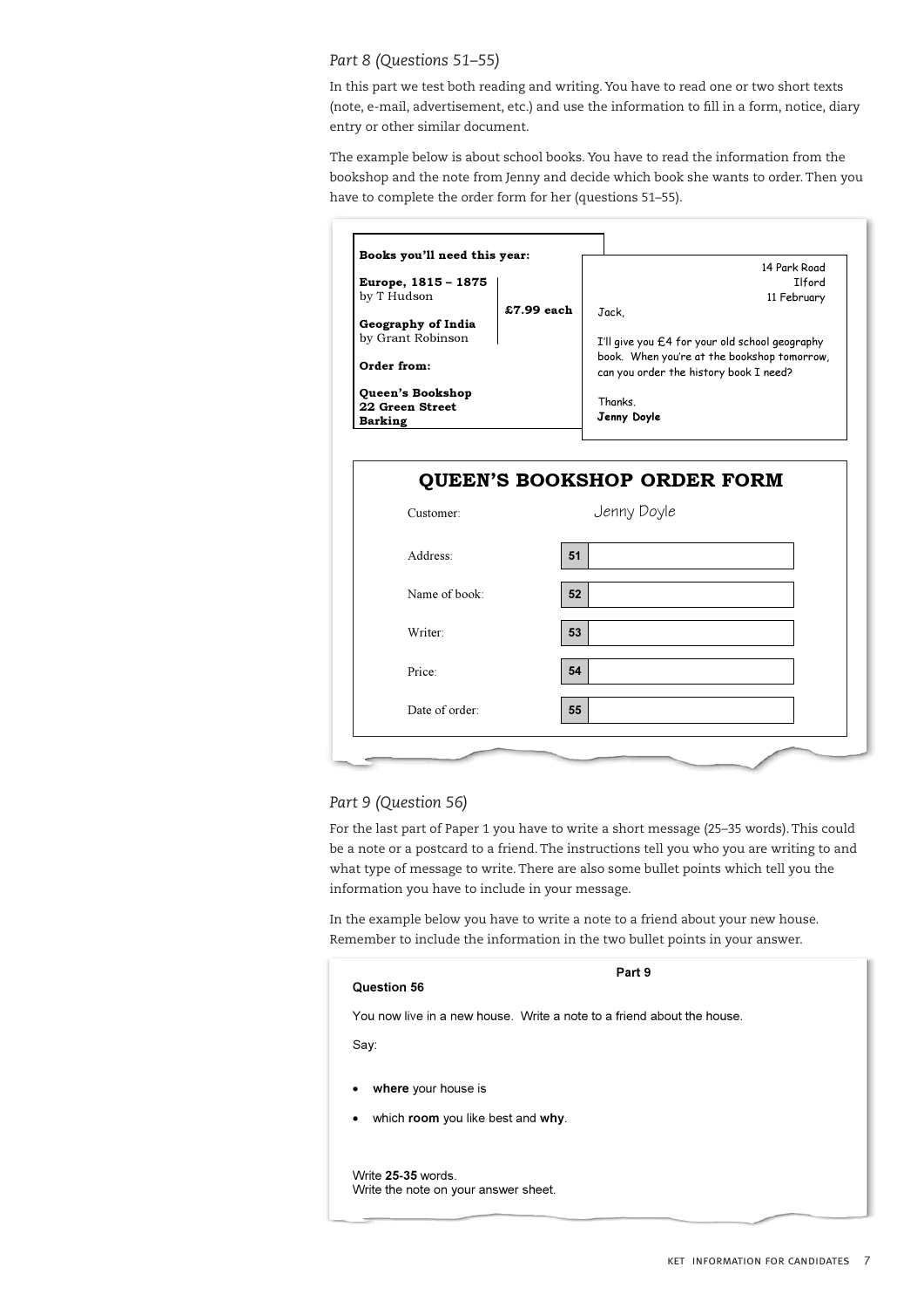*Part 8 (Questions 51–55)*

In this part we test both reading and writing. You have to read one or two short texts (note, e-mail, advertisement, etc.) and use the information to fill in a form, notice, diary entry or other similar document.

The example below is about school books. You have to read the information from the bookshop and the note from Jenny and decide which book she wants to order. Then you have to complete the order form for her (questions 51–55).

**Books you'll need this year:**

**Europe, 1815 – 1875**
by T Hudson

**Geography of India**
by Grant Robinson

**£7.99 each**

**Order from:**

**Queen's Bookshop**
**22 Green Street**
**Barking**

14 Park Road
Ilford
11 February

Jack,

I'll give you £4 for your old school geography book. When you're at the bookshop tomorrow, can you order the history book I need?

Thanks.
**Jenny Doyle**

## QUEEN'S BOOKSHOP ORDER FORM

| | |
|---|---|
| Customer: | Jenny Doyle |
| Address: | **51** |
| Name of book: | **52** |
| Writer: | **53** |
| Price: | **54** |
| Date of order: | **55** |

*Part 9 (Question 56)*

For the last part of Paper 1 you have to write a short message (25–35 words). This could be a note or a postcard to a friend. The instructions tell you who you are writing to and what type of message to write. There are also some bullet points which tell you the information you have to include in your message.

In the example below you have to write a note to a friend about your new house. Remember to include the information in the two bullet points in your answer.

**Part 9**

**Question 56**

You now live in a new house. Write a note to a friend about the house.

Say:

- **where** your house is
- which **room** you like best and **why**.

Write **25-35** words.
Write the note on your answer sheet.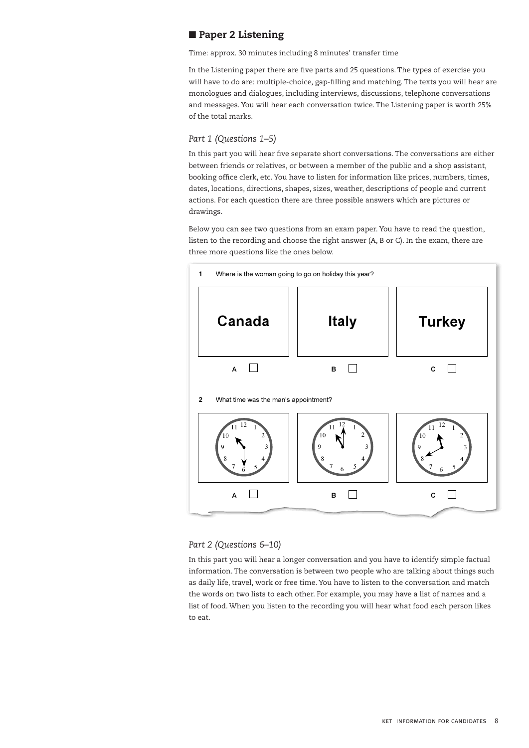## ■ Paper 2 Listening

Time: approx. 30 minutes including 8 minutes' transfer time

In the Listening paper there are five parts and 25 questions. The types of exercise you will have to do are: multiple-choice, gap-filling and matching. The texts you will hear are monologues and dialogues, including interviews, discussions, telephone conversations and messages. You will hear each conversation twice. The Listening paper is worth 25% of the total marks.

### *Part 1 (Questions 1–5)*

In this part you will hear five separate short conversations. The conversations are either between friends or relatives, or between a member of the public and a shop assistant, booking office clerk, etc. You have to listen for information like prices, numbers, times, dates, locations, directions, shapes, sizes, weather, descriptions of people and current actions. For each question there are three possible answers which are pictures or drawings.

Below you can see two questions from an exam paper. You have to read the question, listen to the recording and choose the right answer (A, B or C). In the exam, there are three more questions like the ones below.

**1** Where is the woman going to go on holiday this year?

| Canada | Italy | Turkey |
|---|---|---|
| A ☐ | B ☐ | C ☐ |

**2** What time was the man's appointment?

| (clock showing 10:30) | (clock showing 11:00) | (clock showing 11:40) |
|---|---|---|
| A ☐ | B ☐ | C ☐ |

### *Part 2 (Questions 6–10)*

In this part you will hear a longer conversation and you have to identify simple factual information. The conversation is between two people who are talking about things such as daily life, travel, work or free time. You have to listen to the conversation and match the words on two lists to each other. For example, you may have a list of names and a list of food. When you listen to the recording you will hear what food each person likes to eat.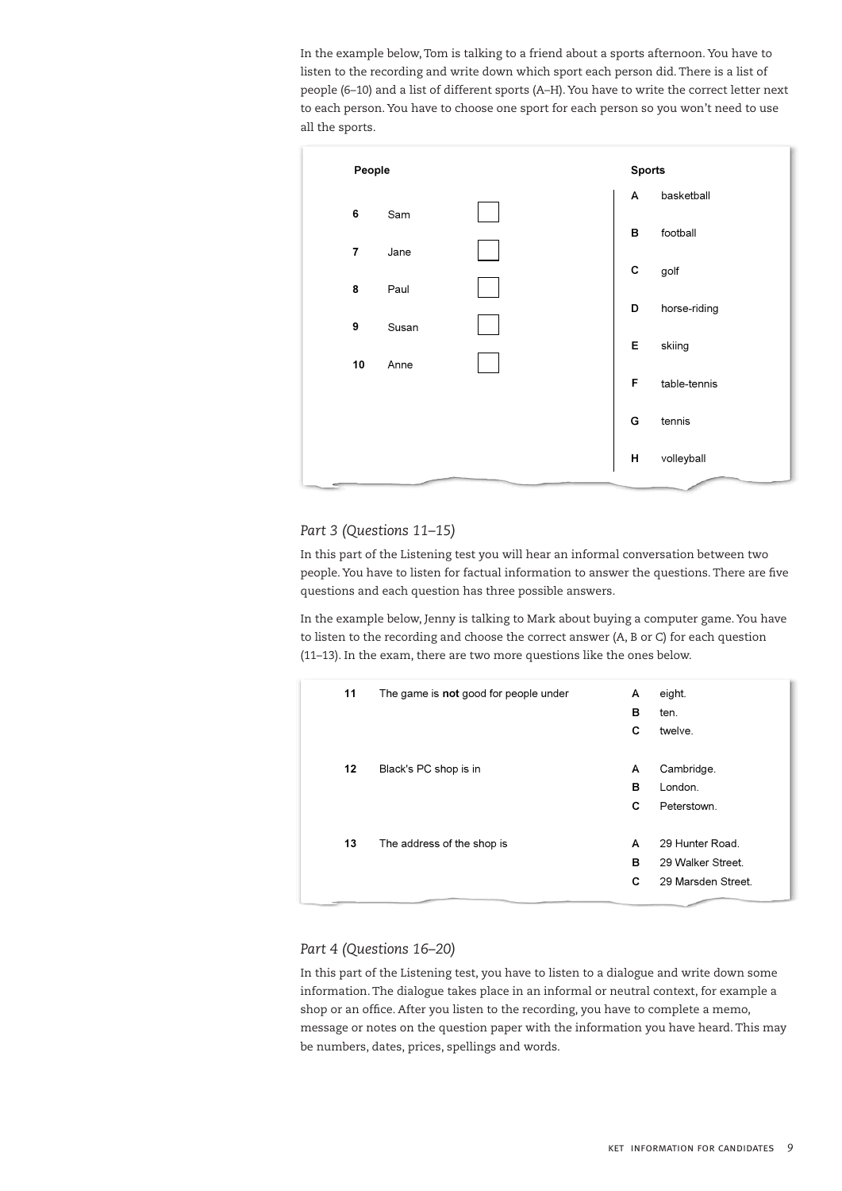In the example below, Tom is talking to a friend about a sports afternoon. You have to listen to the recording and write down which sport each person did. There is a list of people (6–10) and a list of different sports (A–H). You have to write the correct letter next to each person. You have to choose one sport for each person so you won't need to use all the sports.

| People | | | Sports | |
|---|---|---|---|---|
| | | | A | basketball |
| 6 | Sam | ☐ | B | football |
| 7 | Jane | ☐ | C | golf |
| 8 | Paul | ☐ | D | horse-riding |
| 9 | Susan | ☐ | E | skiing |
| 10 | Anne | ☐ | F | table-tennis |
| | | | G | tennis |
| | | | H | volleyball |

### *Part 3 (Questions 11–15)*

In this part of the Listening test you will hear an informal conversation between two people. You have to listen for factual information to answer the questions. There are five questions and each question has three possible answers.

In the example below, Jenny is talking to Mark about buying a computer game. You have to listen to the recording and choose the correct answer (A, B or C) for each question (11–13). In the exam, there are two more questions like the ones below.

**11** The game is **not** good for people under

- **A** eight.
- **B** ten.
- **C** twelve.

**12** Black's PC shop is in

- **A** Cambridge.
- **B** London.
- **C** Peterstown.

**13** The address of the shop is

- **A** 29 Hunter Road.
- **B** 29 Walker Street.
- **C** 29 Marsden Street.

### *Part 4 (Questions 16–20)*

In this part of the Listening test, you have to listen to a dialogue and write down some information. The dialogue takes place in an informal or neutral context, for example a shop or an office. After you listen to the recording, you have to complete a memo, message or notes on the question paper with the information you have heard. This may be numbers, dates, prices, spellings and words.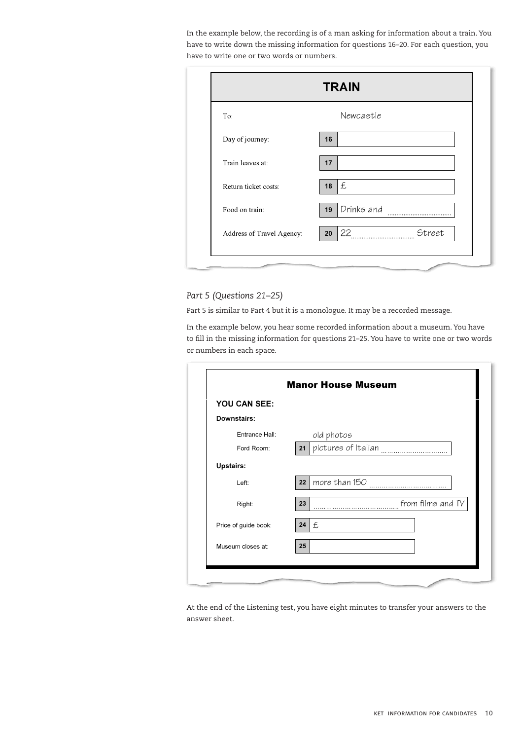In the example below, the recording is of a man asking for information about a train. You have to write down the missing information for questions 16–20. For each question, you have to write one or two words or numbers.

## TRAIN

| | | |
|---|---|---|
| To: | | Newcastle |
| Day of journey: | 16 | |
| Train leaves at: | 17 | |
| Return ticket costs: | 18 | £ |
| Food on train: | 19 | Drinks and .................... |
| Address of Travel Agency: | 20 | 22 .................... Street |

*Part 5 (Questions 21–25)*

Part 5 is similar to Part 4 but it is a monologue. It may be a recorded message.

In the example below, you hear some recorded information about a museum. You have to fill in the missing information for questions 21–25. You have to write one or two words or numbers in each space.

## Manor House Museum

**YOU CAN SEE:**

**Downstairs:**

| | | |
|---|---|---|
| Entrance Hall: | | old photos |
| Ford Room: | 21 | pictures of Italian .................... |

**Upstairs:**

| | | |
|---|---|---|
| Left: | 22 | more than 150 .................... |
| Right: | 23 | .................... from films and TV |

| | | |
|---|---|---|
| Price of guide book: | 24 | £ |
| Museum closes at: | 25 | |

At the end of the Listening test, you have eight minutes to transfer your answers to the answer sheet.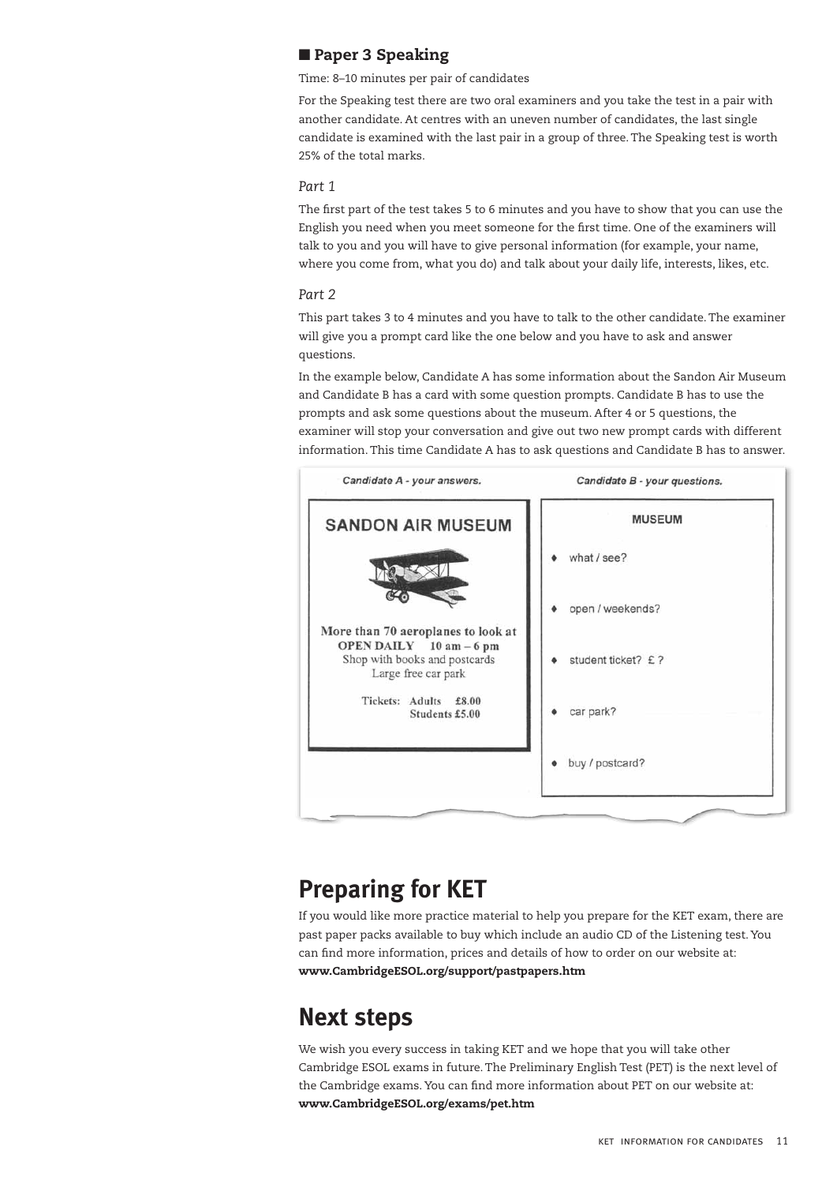## Paper 3 Speaking

Time: 8–10 minutes per pair of candidates

For the Speaking test there are two oral examiners and you take the test in a pair with another candidate. At centres with an uneven number of candidates, the last single candidate is examined with the last pair in a group of three. The Speaking test is worth 25% of the total marks.

*Part 1*

The first part of the test takes 5 to 6 minutes and you have to show that you can use the English you need when you meet someone for the first time. One of the examiners will talk to you and you will have to give personal information (for example, your name, where you come from, what you do) and talk about your daily life, interests, likes, etc.

*Part 2*

This part takes 3 to 4 minutes and you have to talk to the other candidate. The examiner will give you a prompt card like the one below and you have to ask and answer questions.

In the example below, Candidate A has some information about the Sandon Air Museum and Candidate B has a card with some question prompts. Candidate B has to use the prompts and ask some questions about the museum. After 4 or 5 questions, the examiner will stop your conversation and give out two new prompt cards with different information. This time Candidate A has to ask questions and Candidate B has to answer.

*Candidate A - your answers.*

**SANDON AIR MUSEUM**

More than 70 aeroplanes to look at
**OPEN DAILY** 10 am – 6 pm
Shop with books and postcards
Large free car park

Tickets: Adults £8.00
Students £5.00

*Candidate B - your questions.*

**MUSEUM**

- what / see?
- open / weekends?
- student ticket? £ ?
- car park?
- buy / postcard?

# Preparing for KET

If you would like more practice material to help you prepare for the KET exam, there are past paper packs available to buy which include an audio CD of the Listening test. You can find more information, prices and details of how to order on our website at:
**www.CambridgeESOL.org/support/pastpapers.htm**

# Next steps

We wish you every success in taking KET and we hope that you will take other Cambridge ESOL exams in future. The Preliminary English Test (PET) is the next level of the Cambridge exams. You can find more information about PET on our website at:
**www.CambridgeESOL.org/exams/pet.htm**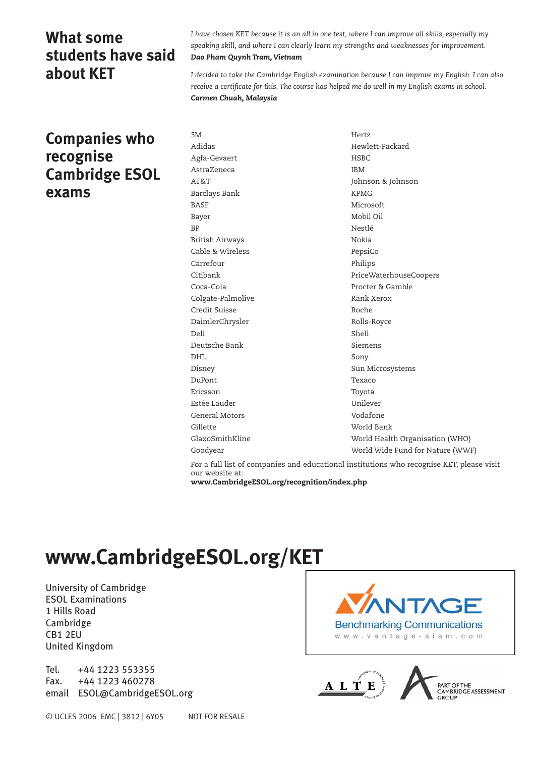## What some students have said about KET

*I have chosen KET because it is an all in one test, where I can improve all skills, especially my speaking skill, and where I can clearly learn my strengths and weaknesses for improvement.*
***Dao Pham Quynh Tram, Vietnam***

*I decided to take the Cambridge English examination because I can improve my English. I can also receive a certificate for this. The course has helped me do well in my English exams in school.*
***Carmen Chuah, Malaysia***

## Companies who recognise Cambridge ESOL exams

3M
Adidas
Agfa-Gevaert
AstraZeneca
AT&T
Barclays Bank
BASF
Bayer
BP
British Airways
Cable & Wireless
Carrefour
Citibank
Coca-Cola
Colgate-Palmolive
Credit Suisse
DaimlerChrysler
Dell
Deutsche Bank
DHL
Disney
DuPont
Ericsson
Estée Lauder
General Motors
Gillette
GlaxoSmithKline
Goodyear
Hertz
Hewlett-Packard
HSBC
IBM
Johnson & Johnson
KPMG
Microsoft
Mobil Oil
Nestlé
Nokia
PepsiCo
Philips
PriceWaterhouseCoopers
Procter & Gamble
Rank Xerox
Roche
Rolls-Royce
Shell
Siemens
Sony
Sun Microsystems
Texaco
Toyota
Unilever
Vodafone
World Bank
World Health Organisation (WHO)
World Wide Fund for Nature (WWF)

For a full list of companies and educational institutions who recognise KET, please visit our website at:
**www.CambridgeESOL.org/recognition/index.php**

# www.CambridgeESOL.org/KET

University of Cambridge
ESOL Examinations
1 Hills Road
Cambridge
CB1 2EU
United Kingdom

Tel. +44 1223 553355
Fax. +44 1223 460278
email ESOL@CambridgeESOL.org

VANTAGE
Benchmarking Communications
www.vantage-siam.com

ALTE

PART OF THE CAMBRIDGE ASSESSMENT GROUP

© UCLES 2006 EMC | 3812 | 6Y05 NOT FOR RESALE